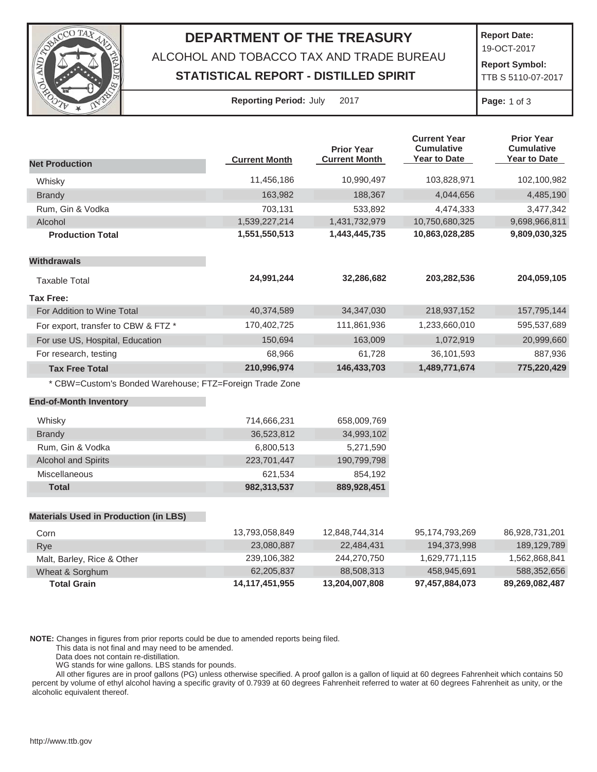# DEPARTMENT OF THE TREASURY

ALCOHOL AND TOBACCO TAX AND TRADE BUREAU

**STATISTICAL REPORT - DISTILLED SPIRIT**

**Report Date:** 19-OCT-2017

**Report Symbol:** TTB S 5110-07-2017

**Reporting Period:** July 2017

| **Net Production** | **Current Month** | **Prior Year Current Month** | **Current Year Cumulative Year to Date** | **Prior Year Cumulative Year to Date** |
|---|---|---|---|---|
| Whisky | 11,456,186 | 10,990,497 | 103,828,971 | 102,100,982 |
| Brandy | 163,982 | 188,367 | 4,044,656 | 4,485,190 |
| Rum, Gin & Vodka | 703,131 | 533,892 | 4,474,333 | 3,477,342 |
| Alcohol | 1,539,227,214 | 1,431,732,979 | 10,750,680,325 | 9,698,966,811 |
| **Production Total** | **1,551,550,513** | **1,443,445,735** | **10,863,028,285** | **9,809,030,325** |
| **Withdrawals** | | | | |
| Taxable Total | **24,991,244** | **32,286,682** | **203,282,536** | **204,059,105** |
| **Tax Free:** | | | | |
| For Addition to Wine Total | 40,374,589 | 34,347,030 | 218,937,152 | 157,795,144 |
| For export, transfer to CBW & FTZ * | 170,402,725 | 111,861,936 | 1,233,660,010 | 595,537,689 |
| For use US, Hospital, Education | 150,694 | 163,009 | 1,072,919 | 20,999,660 |
| For research, testing | 68,966 | 61,728 | 36,101,593 | 887,936 |
| **Tax Free Total** | **210,996,974** | **146,433,703** | **1,489,771,674** | **775,220,429** |

\* CBW=Custom's Bonded Warehouse; FTZ=Foreign Trade Zone

| **End-of-Month Inventory** | **Current Month** | **Prior Year Current Month** |
|---|---|---|
| Whisky | 714,666,231 | 658,009,769 |
| Brandy | 36,523,812 | 34,993,102 |
| Rum, Gin & Vodka | 6,800,513 | 5,271,590 |
| Alcohol and Spirits | 223,701,447 | 190,799,798 |
| Miscellaneous | 621,534 | 854,192 |
| **Total** | **982,313,537** | **889,928,451** |

| **Materials Used in Production (in LBS)** | **Current Month** | **Prior Year Current Month** | **Current Year Cumulative Year to Date** | **Prior Year Cumulative Year to Date** |
|---|---|---|---|---|
| Corn | 13,793,058,849 | 12,848,744,314 | 95,174,793,269 | 86,928,731,201 |
| Rye | 23,080,887 | 22,484,431 | 194,373,998 | 189,129,789 |
| Malt, Barley, Rice & Other | 239,106,382 | 244,270,750 | 1,629,771,115 | 1,562,868,841 |
| Wheat & Sorghum | 62,205,837 | 88,508,313 | 458,945,691 | 588,352,656 |
| **Total Grain** | **14,117,451,955** | **13,204,007,808** | **97,457,884,073** | **89,269,082,487** |

**NOTE:** Changes in figures from prior reports could be due to amended reports being filed.
This data is not final and may need to be amended.
Data does not contain re-distillation.
WG stands for wine gallons. LBS stands for pounds.
All other figures are in proof gallons (PG) unless otherwise specified. A proof gallon is a gallon of liquid at 60 degrees Fahrenheit which contains 50 percent by volume of ethyl alcohol having a specific gravity of 0.7939 at 60 degrees Fahrenheit referred to water at 60 degrees Fahrenheit as unity, or the alcoholic equivalent thereof.

http://www.ttb.gov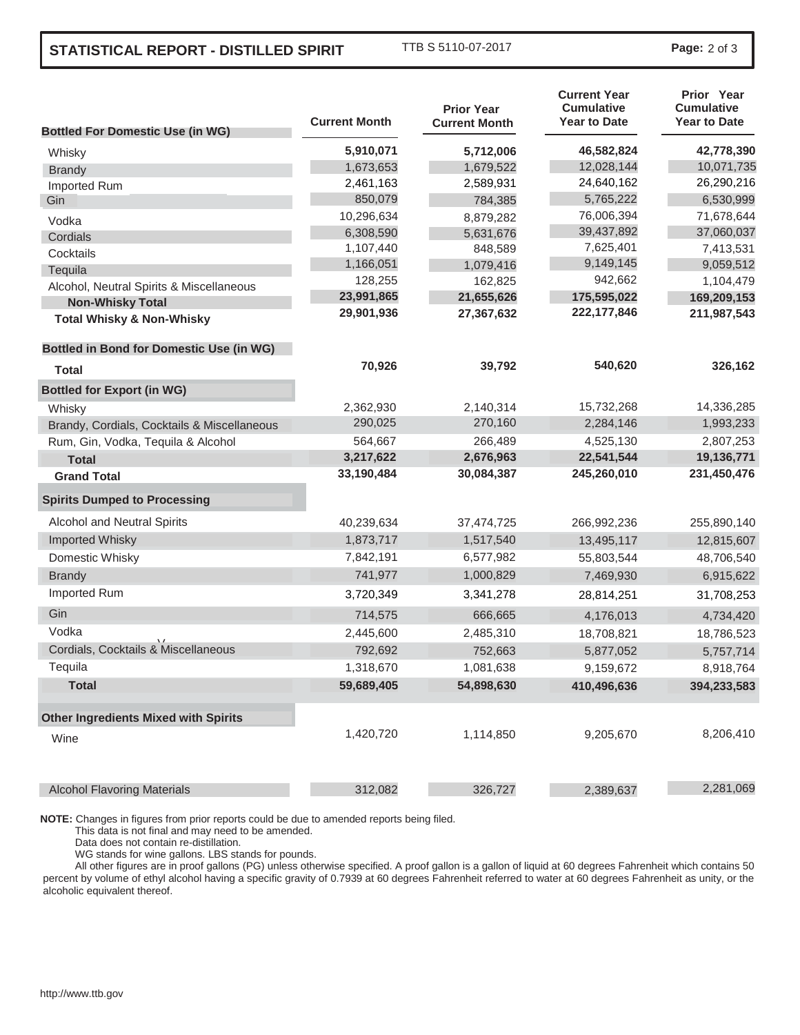**STATISTICAL REPORT - DISTILLED SPIRIT** TTB S 5110-07-2017

| Bottled For Domestic Use (in WG) | Current Month | Prior Year Current Month | Current Year Cumulative Year to Date | Prior Year Cumulative Year to Date |
|---|---|---|---|---|
| Whisky | **5,910,071** | **5,712,006** | **46,582,824** | **42,778,390** |
| Brandy | 1,673,653 | 1,679,522 | 12,028,144 | 10,071,735 |
| Imported Rum | 2,461,163 | 2,589,931 | 24,640,162 | 26,290,216 |
| Gin | 850,079 | 784,385 | 5,765,222 | 6,530,999 |
| Vodka | 10,296,634 | 8,879,282 | 76,006,394 | 71,678,644 |
| Cordials | 6,308,590 | 5,631,676 | 39,437,892 | 37,060,037 |
| Cocktails | 1,107,440 | 848,589 | 7,625,401 | 7,413,531 |
| Tequila | 1,166,051 | 1,079,416 | 9,149,145 | 9,059,512 |
| Alcohol, Neutral Spirits & Miscellaneous | 128,255 | 162,825 | 942,662 | 1,104,479 |
| **Non-Whisky Total** | **23,991,865** | **21,655,626** | **175,595,022** | **169,209,153** |
| **Total Whisky & Non-Whisky** | **29,901,936** | **27,367,632** | **222,177,846** | **211,987,543** |
| **Bottled in Bond for Domestic Use (in WG)** | | | | |
| **Total** | **70,926** | **39,792** | **540,620** | **326,162** |
| **Bottled for Export (in WG)** | | | | |
| Whisky | 2,362,930 | 2,140,314 | 15,732,268 | 14,336,285 |
| Brandy, Cordials, Cocktails & Miscellaneous | 290,025 | 270,160 | 2,284,146 | 1,993,233 |
| Rum, Gin, Vodka, Tequila & Alcohol | 564,667 | 266,489 | 4,525,130 | 2,807,253 |
| **Total** | **3,217,622** | **2,676,963** | **22,541,544** | **19,136,771** |
| **Grand Total** | **33,190,484** | **30,084,387** | **245,260,010** | **231,450,476** |
| **Spirits Dumped to Processing** | | | | |
| Alcohol and Neutral Spirits | 40,239,634 | 37,474,725 | 266,992,236 | 255,890,140 |
| Imported Whisky | 1,873,717 | 1,517,540 | 13,495,117 | 12,815,607 |
| Domestic Whisky | 7,842,191 | 6,577,982 | 55,803,544 | 48,706,540 |
| Brandy | 741,977 | 1,000,829 | 7,469,930 | 6,915,622 |
| Imported Rum | 3,720,349 | 3,341,278 | 28,814,251 | 31,708,253 |
| Gin | 714,575 | 666,665 | 4,176,013 | 4,734,420 |
| Vodka | 2,445,600 | 2,485,310 | 18,708,821 | 18,786,523 |
| Cordials, Cocktails & Miscellaneous | 792,692 | 752,663 | 5,877,052 | 5,757,714 |
| Tequila | 1,318,670 | 1,081,638 | 9,159,672 | 8,918,764 |
| **Total** | **59,689,405** | **54,898,630** | **410,496,636** | **394,233,583** |
| **Other Ingredients Mixed with Spirits** | | | | |
| Wine | 1,420,720 | 1,114,850 | 9,205,670 | 8,206,410 |
| Alcohol Flavoring Materials | 312,082 | 326,727 | 2,389,637 | 2,281,069 |

**NOTE:** Changes in figures from prior reports could be due to amended reports being filed.
This data is not final and may need to be amended.
Data does not contain re-distillation.
WG stands for wine gallons. LBS stands for pounds.
All other figures are in proof gallons (PG) unless otherwise specified. A proof gallon is a gallon of liquid at 60 degrees Fahrenheit which contains 50 percent by volume of ethyl alcohol having a specific gravity of 0.7939 at 60 degrees Fahrenheit referred to water at 60 degrees Fahrenheit as unity, or the alcoholic equivalent thereof.

http://www.ttb.gov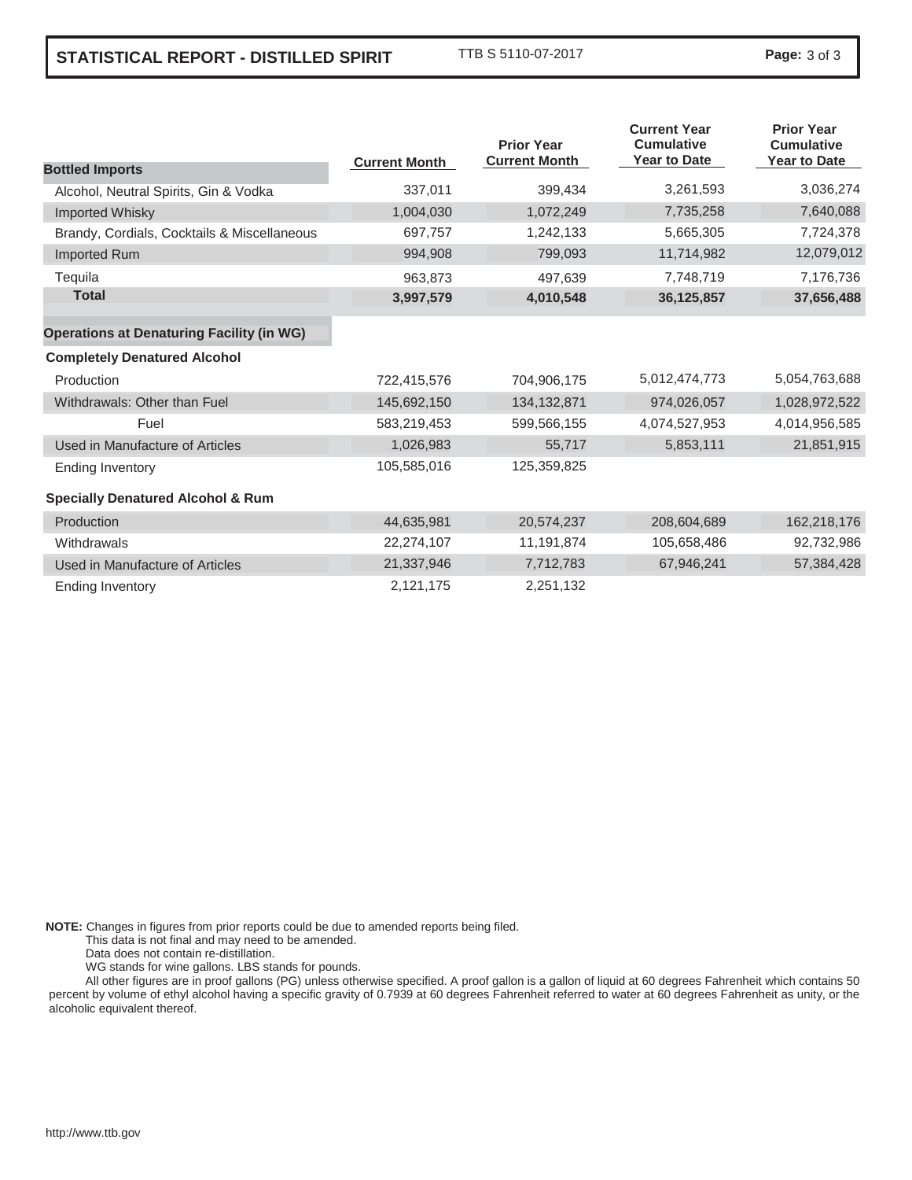# STATISTICAL REPORT - DISTILLED SPIRIT

TTB S 5110-07-2017

| Bottled Imports | Current Month | Prior Year Current Month | Current Year Cumulative Year to Date | Prior Year Cumulative Year to Date |
|---|---|---|---|---|
| Alcohol, Neutral Spirits, Gin & Vodka | 337,011 | 399,434 | 3,261,593 | 3,036,274 |
| Imported Whisky | 1,004,030 | 1,072,249 | 7,735,258 | 7,640,088 |
| Brandy, Cordials, Cocktails & Miscellaneous | 697,757 | 1,242,133 | 5,665,305 | 7,724,378 |
| Imported Rum | 994,908 | 799,093 | 11,714,982 | 12,079,012 |
| Tequila | 963,873 | 497,639 | 7,748,719 | 7,176,736 |
| **Total** | **3,997,579** | **4,010,548** | **36,125,857** | **37,656,488** |

| Operations at Denaturing Facility (in WG) | Current Month | Prior Year Current Month | Current Year Cumulative Year to Date | Prior Year Cumulative Year to Date |
|---|---|---|---|---|
| **Completely Denatured Alcohol** | | | | |
| Production | 722,415,576 | 704,906,175 | 5,012,474,773 | 5,054,763,688 |
| Withdrawals: Other than Fuel | 145,692,150 | 134,132,871 | 974,026,057 | 1,028,972,522 |
| Fuel | 583,219,453 | 599,566,155 | 4,074,527,953 | 4,014,956,585 |
| Used in Manufacture of Articles | 1,026,983 | 55,717 | 5,853,111 | 21,851,915 |
| Ending Inventory | 105,585,016 | 125,359,825 | | |
| **Specially Denatured Alcohol & Rum** | | | | |
| Production | 44,635,981 | 20,574,237 | 208,604,689 | 162,218,176 |
| Withdrawals | 22,274,107 | 11,191,874 | 105,658,486 | 92,732,986 |
| Used in Manufacture of Articles | 21,337,946 | 7,712,783 | 67,946,241 | 57,384,428 |
| Ending Inventory | 2,121,175 | 2,251,132 | | |

**NOTE:** Changes in figures from prior reports could be due to amended reports being filed.
This data is not final and may need to be amended.
Data does not contain re-distillation.
WG stands for wine gallons. LBS stands for pounds.
All other figures are in proof gallons (PG) unless otherwise specified. A proof gallon is a gallon of liquid at 60 degrees Fahrenheit which contains 50 percent by volume of ethyl alcohol having a specific gravity of 0.7939 at 60 degrees Fahrenheit referred to water at 60 degrees Fahrenheit as unity, or the alcoholic equivalent thereof.

http://www.ttb.gov